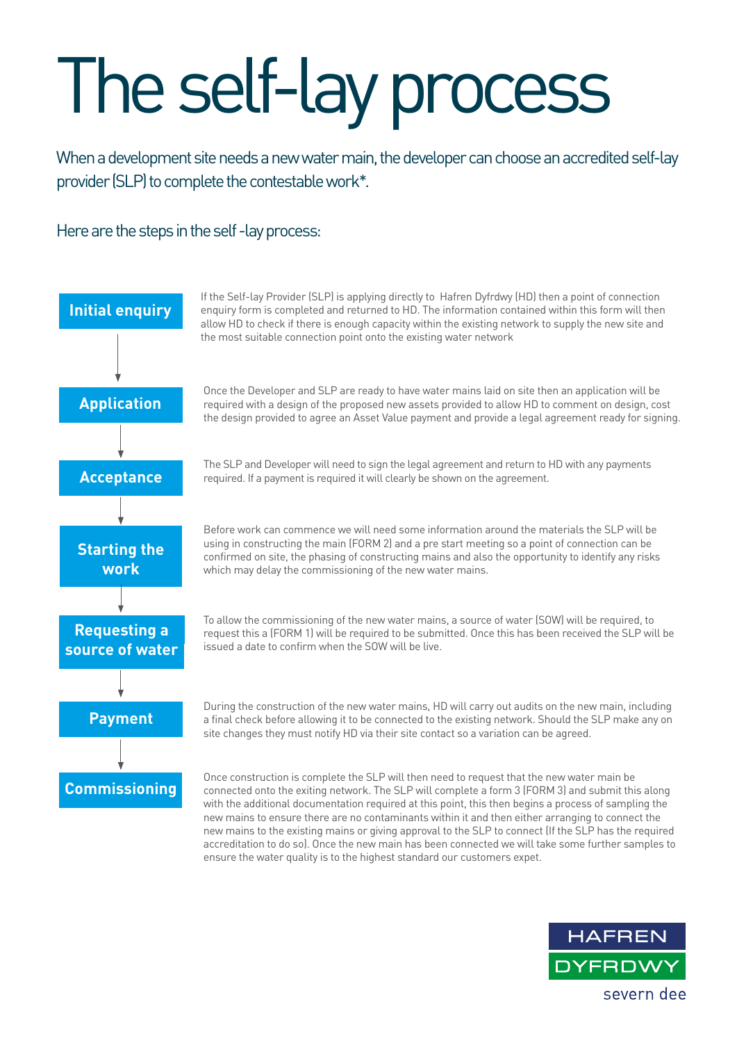# The self-lay process

When a development site needs a new water main, the developer can choose an accredited self-lay provider (SLP) to complete the contestable work*.

Here are the steps in the self -lay process:

## Initial enquiry

If the Self-lay Provider (SLP) is applying directly to Hafren Dyfrdwy (HD) then a point of connection enquiry form is completed and returned to HD. The information contained within this form will then allow HD to check if there is enough capacity within the existing network to supply the new site and the most suitable connection point onto the existing water network

## Application

Once the Developer and SLP are ready to have water mains laid on site then an application will be required with a design of the proposed new assets provided to allow HD to comment on design, cost the design provided to agree an Asset Value payment and provide a legal agreement ready for signing.

## Acceptance

The SLP and Developer will need to sign the legal agreement and return to HD with any payments required. If a payment is required it will clearly be shown on the agreement.

## Starting the work

Before work can commence we will need some information around the materials the SLP will be using in constructing the main (FORM 2) and a pre start meeting so a point of connection can be confirmed on site, the phasing of constructing mains and also the opportunity to identify any risks which may delay the commissioning of the new water mains.

## Requesting a source of water

To allow the commissioning of the new water mains, a source of water (SOW) will be required, to request this a (FORM 1) will be required to be submitted. Once this has been received the SLP will be issued a date to confirm when the SOW will be live.

## Payment

During the construction of the new water mains, HD will carry out audits on the new main, including a final check before allowing it to be connected to the existing network. Should the SLP make any on site changes they must notify HD via their site contact so a variation can be agreed.

## Commissioning

Once construction is complete the SLP will then need to request that the new water main be connected onto the exiting network. The SLP will complete a form 3 (FORM 3) and submit this along with the additional documentation required at this point, this then begins a process of sampling the new mains to ensure there are no contaminants within it and then either arranging to connect the new mains to the existing mains or giving approval to the SLP to connect (If the SLP has the required accreditation to do so). Once the new main has been connected we will take some further samples to ensure the water quality is to the highest standard our customers expet.

HAFREN DYFRDWY
severn dee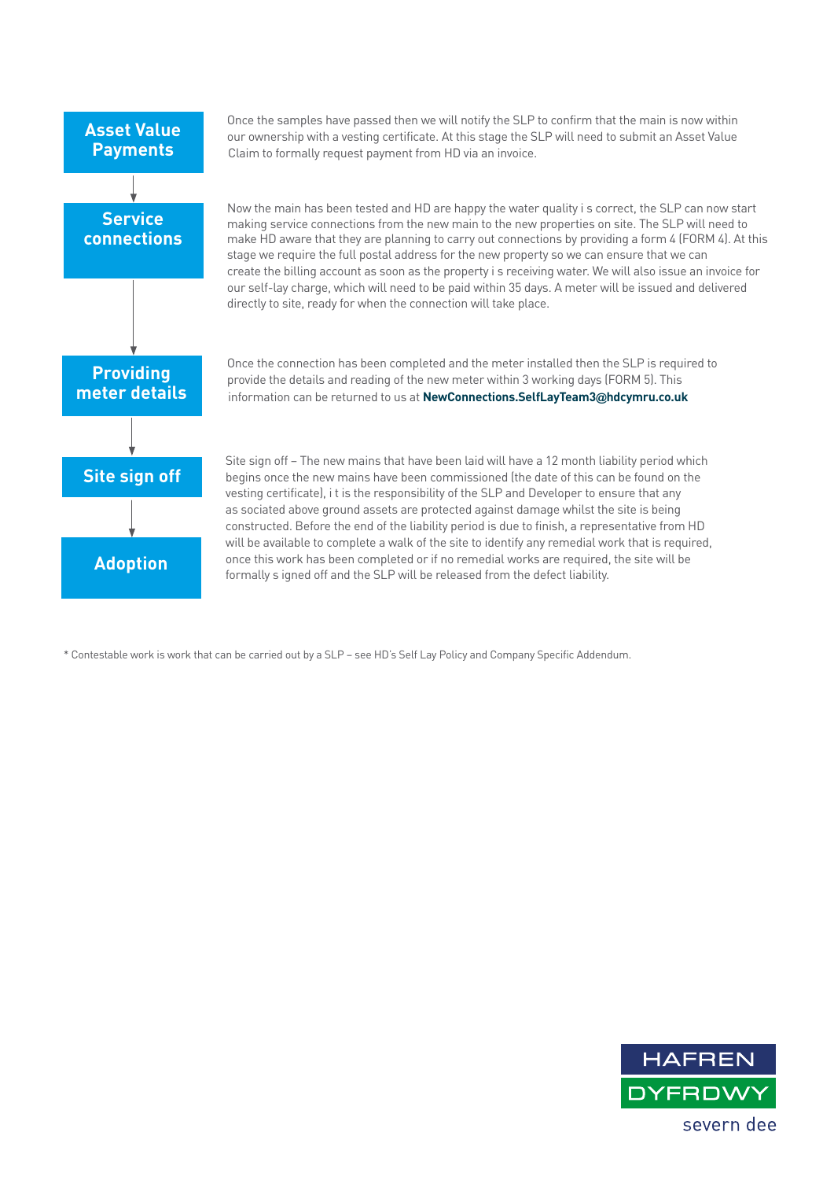## Asset Value Payments

Once the samples have passed then we will notify the SLP to confirm that the main is now within our ownership with a vesting certificate. At this stage the SLP will need to submit an Asset Value Claim to formally request payment from HD via an invoice.

## Service connections

Now the main has been tested and HD are happy the water quality i s correct, the SLP can now start making service connections from the new main to the new properties on site. The SLP will need to make HD aware that they are planning to carry out connections by providing a form 4 (FORM 4). At this stage we require the full postal address for the new property so we can ensure that we can create the billing account as soon as the property i s receiving water. We will also issue an invoice for our self-lay charge, which will need to be paid within 35 days. A meter will be issued and delivered directly to site, ready for when the connection will take place.

## Providing meter details

Once the connection has been completed and the meter installed then the SLP is required to provide the details and reading of the new meter within 3 working days (FORM 5). This information can be returned to us at **NewConnections.SelfLayTeam3@hdcymru.co.uk**

## Site sign off

Site sign off – The new mains that have been laid will have a 12 month liability period which begins once the new mains have been commissioned (the date of this can be found on the vesting certificate), i t is the responsibility of the SLP and Developer to ensure that any as sociated above ground assets are protected against damage whilst the site is being constructed. Before the end of the liability period is due to finish, a representative from HD will be available to complete a walk of the site to identify any remedial work that is required, once this work has been completed or if no remedial works are required, the site will be formally s igned off and the SLP will be released from the defect liability.

## Adoption

* Contestable work is work that can be carried out by a SLP – see HD's Self Lay Policy and Company Specific Addendum.

HAFREN DYFRDWY
severn dee